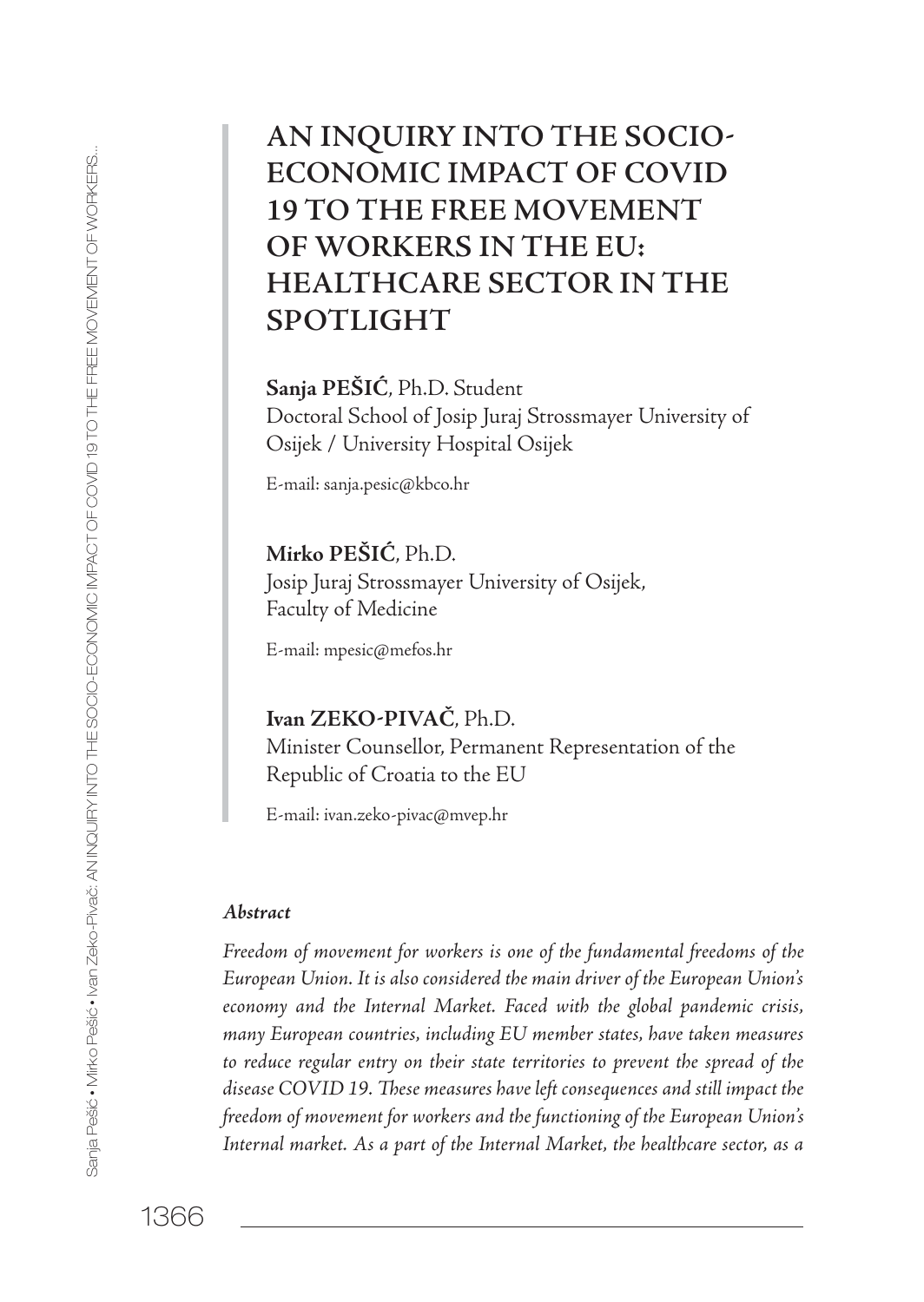# AN INQUIRY INTO THE SOCIO-ECONOMIC IMPACT OF COVID 19 TO THE FREE MOVEMENT OF WORKERS IN THE EU: HEALTHCARE SECTOR IN THE SPOTLIGHT

**Sanja PEŠIĆ**, Ph.D. Student
Doctoral School of Josip Juraj Strossmayer University of Osijek / University Hospital Osijek

E-mail: sanja.pesic@kbco.hr

**Mirko PEŠIĆ**, Ph.D.
Josip Juraj Strossmayer University of Osijek, Faculty of Medicine

E-mail: mpesic@mefos.hr

**Ivan ZEKO-PIVAČ**, Ph.D.
Minister Counsellor, Permanent Representation of the Republic of Croatia to the EU

E-mail: ivan.zeko-pivac@mvep.hr

***Abstract***

*Freedom of movement for workers is one of the fundamental freedoms of the European Union. It is also considered the main driver of the European Union's economy and the Internal Market. Faced with the global pandemic crisis, many European countries, including EU member states, have taken measures to reduce regular entry on their state territories to prevent the spread of the disease COVID 19. These measures have left consequences and still impact the freedom of movement for workers and the functioning of the European Union's Internal market. As a part of the Internal Market, the healthcare sector, as a*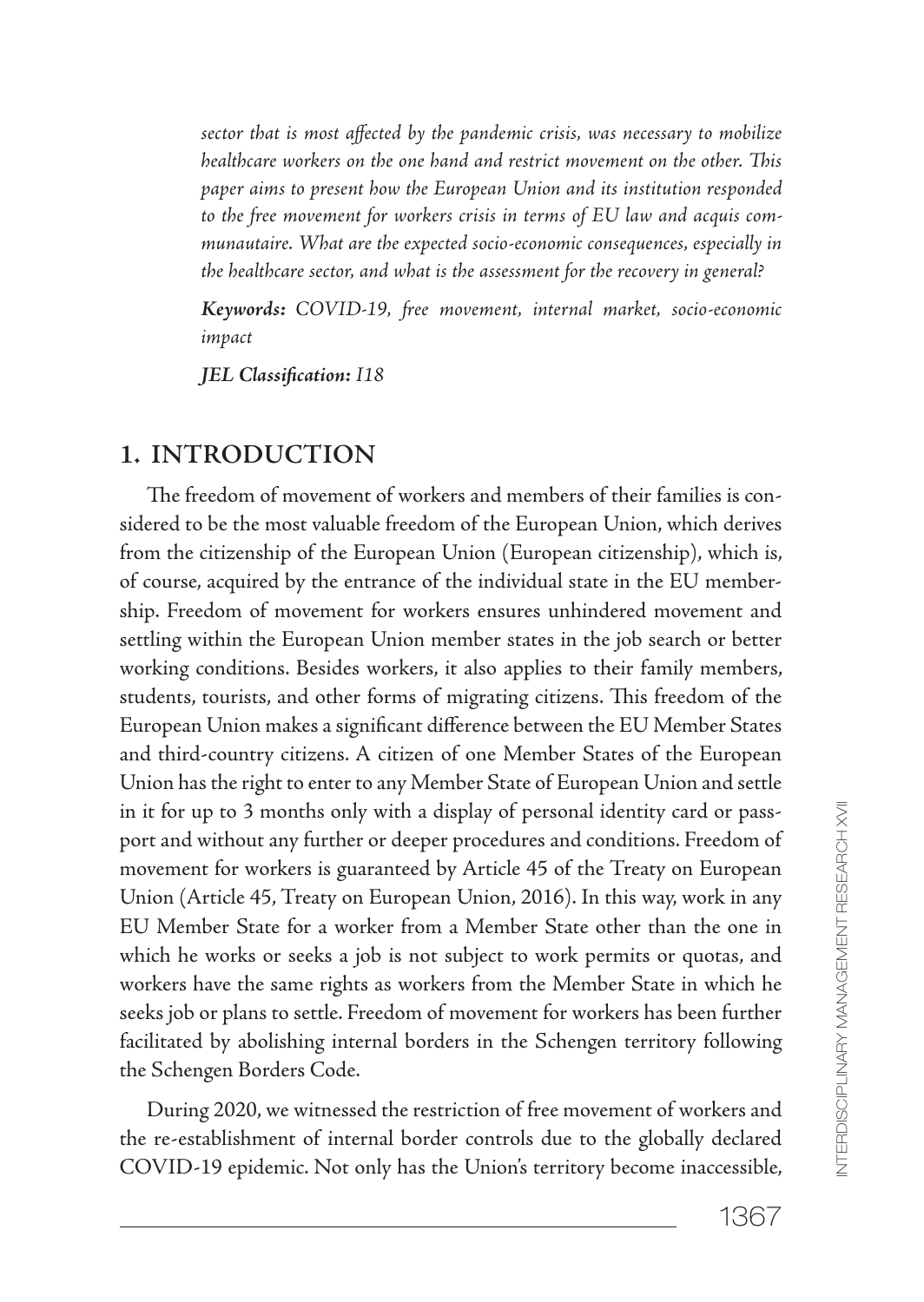*sector that is most affected by the pandemic crisis, was necessary to mobilize healthcare workers on the one hand and restrict movement on the other. This paper aims to present how the European Union and its institution responded to the free movement for workers crisis in terms of EU law and acquis communautaire. What are the expected socio-economic consequences, especially in the healthcare sector, and what is the assessment for the recovery in general?*

***Keywords:*** *COVID-19, free movement, internal market, socio-economic impact*

***JEL Classification:*** *I18*

## 1. INTRODUCTION

The freedom of movement of workers and members of their families is considered to be the most valuable freedom of the European Union, which derives from the citizenship of the European Union (European citizenship), which is, of course, acquired by the entrance of the individual state in the EU membership. Freedom of movement for workers ensures unhindered movement and settling within the European Union member states in the job search or better working conditions. Besides workers, it also applies to their family members, students, tourists, and other forms of migrating citizens. This freedom of the European Union makes a significant difference between the EU Member States and third-country citizens. A citizen of one Member States of the European Union has the right to enter to any Member State of European Union and settle in it for up to 3 months only with a display of personal identity card or passport and without any further or deeper procedures and conditions. Freedom of movement for workers is guaranteed by Article 45 of the Treaty on European Union (Article 45, Treaty on European Union, 2016). In this way, work in any EU Member State for a worker from a Member State other than the one in which he works or seeks a job is not subject to work permits or quotas, and workers have the same rights as workers from the Member State in which he seeks job or plans to settle. Freedom of movement for workers has been further facilitated by abolishing internal borders in the Schengen territory following the Schengen Borders Code.

During 2020, we witnessed the restriction of free movement of workers and the re-establishment of internal border controls due to the globally declared COVID-19 epidemic. Not only has the Union's territory become inaccessible,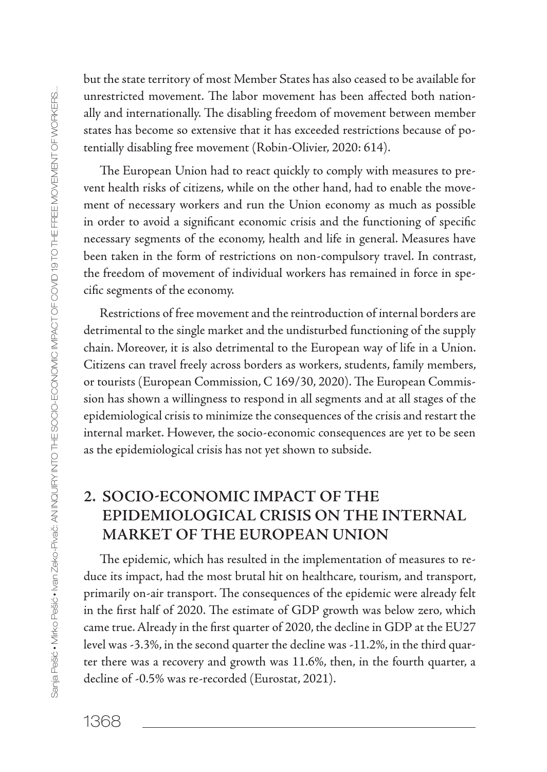but the state territory of most Member States has also ceased to be available for unrestricted movement. The labor movement has been affected both nationally and internationally. The disabling freedom of movement between member states has become so extensive that it has exceeded restrictions because of potentially disabling free movement (Robin-Olivier, 2020: 614).

The European Union had to react quickly to comply with measures to prevent health risks of citizens, while on the other hand, had to enable the movement of necessary workers and run the Union economy as much as possible in order to avoid a significant economic crisis and the functioning of specific necessary segments of the economy, health and life in general. Measures have been taken in the form of restrictions on non-compulsory travel. In contrast, the freedom of movement of individual workers has remained in force in specific segments of the economy.

Restrictions of free movement and the reintroduction of internal borders are detrimental to the single market and the undisturbed functioning of the supply chain. Moreover, it is also detrimental to the European way of life in a Union. Citizens can travel freely across borders as workers, students, family members, or tourists (European Commission, C 169/30, 2020). The European Commission has shown a willingness to respond in all segments and at all stages of the epidemiological crisis to minimize the consequences of the crisis and restart the internal market. However, the socio-economic consequences are yet to be seen as the epidemiological crisis has not yet shown to subside.

## 2. SOCIO-ECONOMIC IMPACT OF THE EPIDEMIOLOGICAL CRISIS ON THE INTERNAL MARKET OF THE EUROPEAN UNION

The epidemic, which has resulted in the implementation of measures to reduce its impact, had the most brutal hit on healthcare, tourism, and transport, primarily on-air transport. The consequences of the epidemic were already felt in the first half of 2020. The estimate of GDP growth was below zero, which came true. Already in the first quarter of 2020, the decline in GDP at the EU27 level was -3.3%, in the second quarter the decline was -11.2%, in the third quarter there was a recovery and growth was 11.6%, then, in the fourth quarter, a decline of -0.5% was re-recorded (Eurostat, 2021).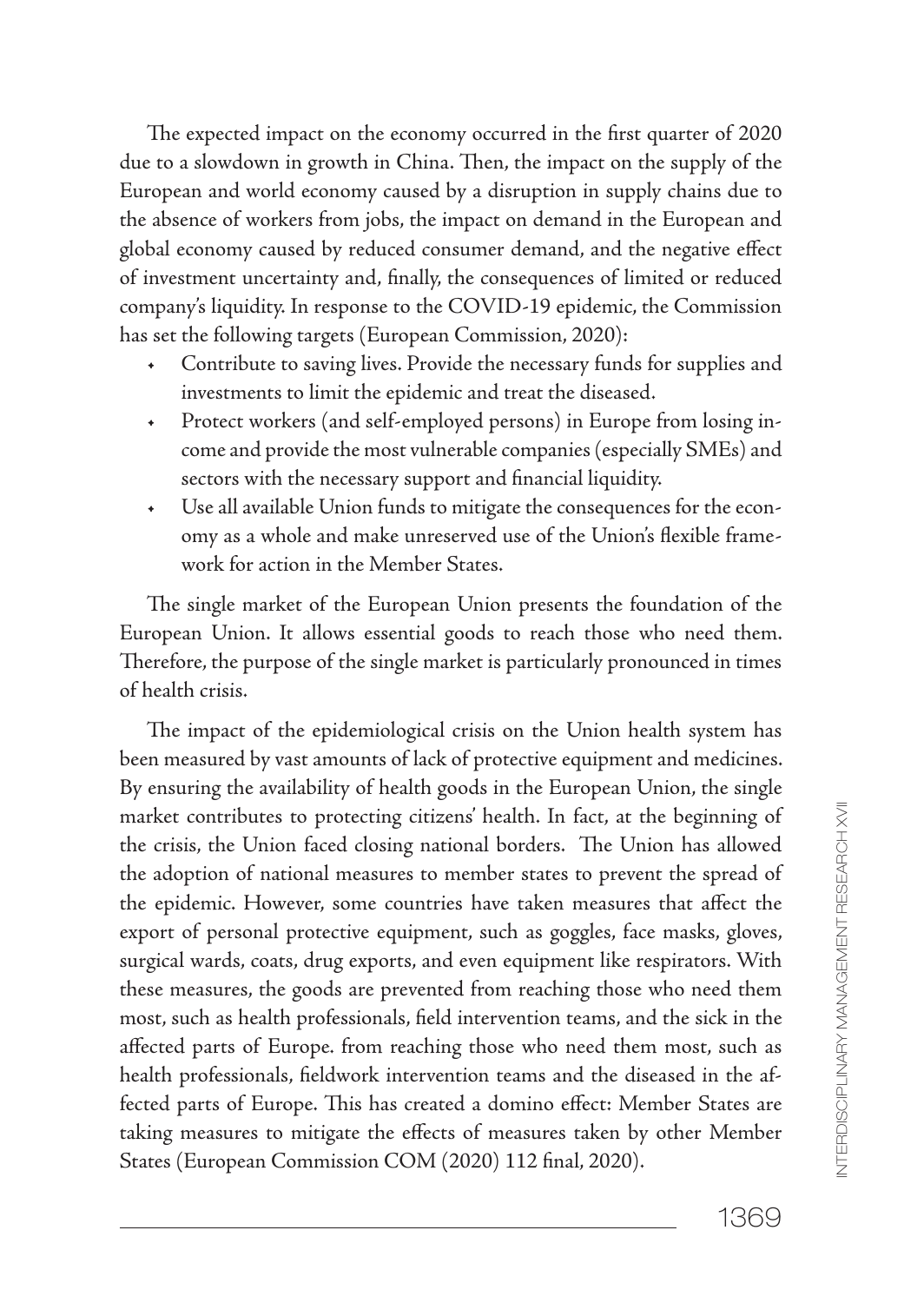The expected impact on the economy occurred in the first quarter of 2020 due to a slowdown in growth in China. Then, the impact on the supply of the European and world economy caused by a disruption in supply chains due to the absence of workers from jobs, the impact on demand in the European and global economy caused by reduced consumer demand, and the negative effect of investment uncertainty and, finally, the consequences of limited or reduced company's liquidity. In response to the COVID-19 epidemic, the Commission has set the following targets (European Commission, 2020):

- Contribute to saving lives. Provide the necessary funds for supplies and investments to limit the epidemic and treat the diseased.
- Protect workers (and self-employed persons) in Europe from losing income and provide the most vulnerable companies (especially SMEs) and sectors with the necessary support and financial liquidity.
- Use all available Union funds to mitigate the consequences for the economy as a whole and make unreserved use of the Union's flexible framework for action in the Member States.

The single market of the European Union presents the foundation of the European Union. It allows essential goods to reach those who need them. Therefore, the purpose of the single market is particularly pronounced in times of health crisis.

The impact of the epidemiological crisis on the Union health system has been measured by vast amounts of lack of protective equipment and medicines. By ensuring the availability of health goods in the European Union, the single market contributes to protecting citizens' health. In fact, at the beginning of the crisis, the Union faced closing national borders. The Union has allowed the adoption of national measures to member states to prevent the spread of the epidemic. However, some countries have taken measures that affect the export of personal protective equipment, such as goggles, face masks, gloves, surgical wards, coats, drug exports, and even equipment like respirators. With these measures, the goods are prevented from reaching those who need them most, such as health professionals, field intervention teams, and the sick in the affected parts of Europe. from reaching those who need them most, such as health professionals, fieldwork intervention teams and the diseased in the affected parts of Europe. This has created a domino effect: Member States are taking measures to mitigate the effects of measures taken by other Member States (European Commission COM (2020) 112 final, 2020).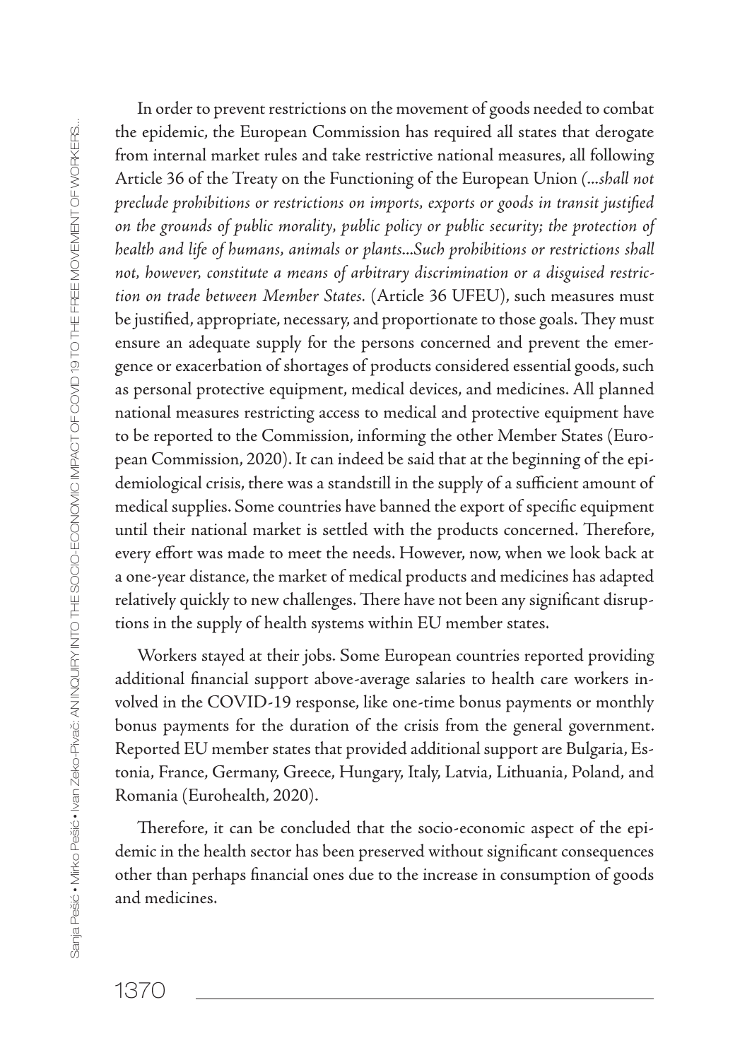In order to prevent restrictions on the movement of goods needed to combat the epidemic, the European Commission has required all states that derogate from internal market rules and take restrictive national measures, all following Article 36 of the Treaty on the Functioning of the European Union (*...shall not preclude prohibitions or restrictions on imports, exports or goods in transit justified on the grounds of public morality, public policy or public security; the protection of health and life of humans, animals or plants...Such prohibitions or restrictions shall not, however, constitute a means of arbitrary discrimination or a disguised restriction on trade between Member States.* (Article 36 UFEU), such measures must be justified, appropriate, necessary, and proportionate to those goals. They must ensure an adequate supply for the persons concerned and prevent the emergence or exacerbation of shortages of products considered essential goods, such as personal protective equipment, medical devices, and medicines. All planned national measures restricting access to medical and protective equipment have to be reported to the Commission, informing the other Member States (European Commission, 2020). It can indeed be said that at the beginning of the epidemiological crisis, there was a standstill in the supply of a sufficient amount of medical supplies. Some countries have banned the export of specific equipment until their national market is settled with the products concerned. Therefore, every effort was made to meet the needs. However, now, when we look back at a one-year distance, the market of medical products and medicines has adapted relatively quickly to new challenges. There have not been any significant disruptions in the supply of health systems within EU member states.

Workers stayed at their jobs. Some European countries reported providing additional financial support above-average salaries to health care workers involved in the COVID-19 response, like one-time bonus payments or monthly bonus payments for the duration of the crisis from the general government. Reported EU member states that provided additional support are Bulgaria, Estonia, France, Germany, Greece, Hungary, Italy, Latvia, Lithuania, Poland, and Romania (Eurohealth, 2020).

Therefore, it can be concluded that the socio-economic aspect of the epidemic in the health sector has been preserved without significant consequences other than perhaps financial ones due to the increase in consumption of goods and medicines.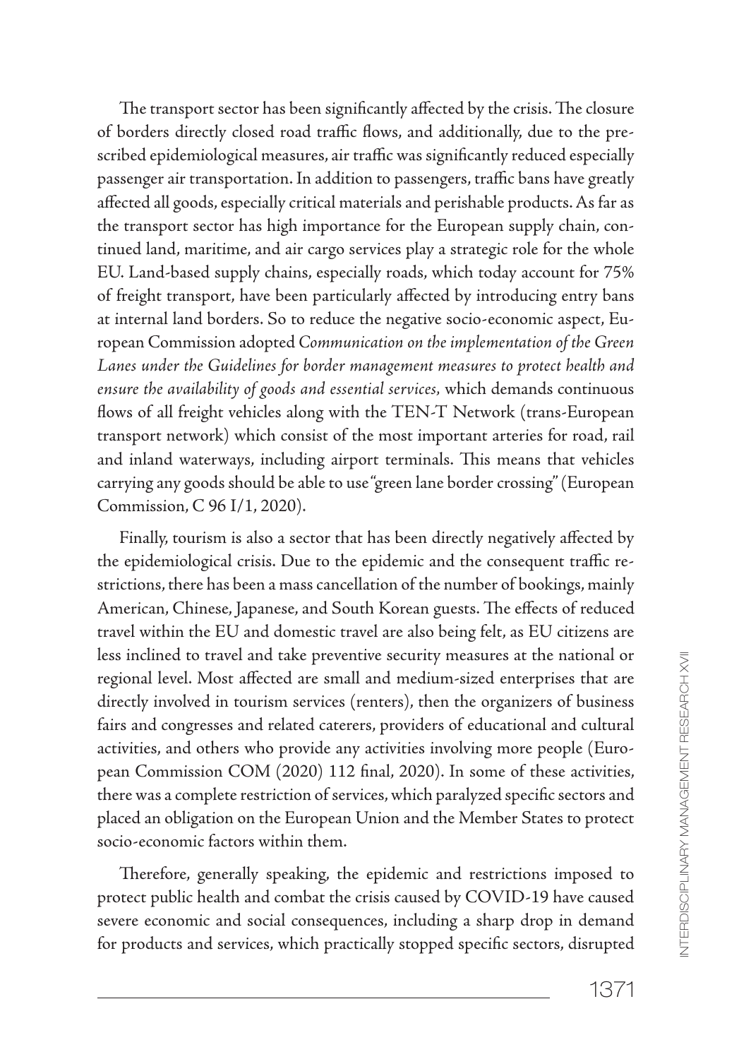The transport sector has been significantly affected by the crisis. The closure of borders directly closed road traffic flows, and additionally, due to the prescribed epidemiological measures, air traffic was significantly reduced especially passenger air transportation. In addition to passengers, traffic bans have greatly affected all goods, especially critical materials and perishable products. As far as the transport sector has high importance for the European supply chain, continued land, maritime, and air cargo services play a strategic role for the whole EU. Land-based supply chains, especially roads, which today account for 75% of freight transport, have been particularly affected by introducing entry bans at internal land borders. So to reduce the negative socio-economic aspect, European Commission adopted *Communication on the implementation of the Green Lanes under the Guidelines for border management measures to protect health and ensure the availability of goods and essential services*, which demands continuous flows of all freight vehicles along with the TEN-T Network (trans-European transport network) which consist of the most important arteries for road, rail and inland waterways, including airport terminals. This means that vehicles carrying any goods should be able to use "green lane border crossing" (European Commission, C 96 I/1, 2020).

Finally, tourism is also a sector that has been directly negatively affected by the epidemiological crisis. Due to the epidemic and the consequent traffic restrictions, there has been a mass cancellation of the number of bookings, mainly American, Chinese, Japanese, and South Korean guests. The effects of reduced travel within the EU and domestic travel are also being felt, as EU citizens are less inclined to travel and take preventive security measures at the national or regional level. Most affected are small and medium-sized enterprises that are directly involved in tourism services (renters), then the organizers of business fairs and congresses and related caterers, providers of educational and cultural activities, and others who provide any activities involving more people (European Commission COM (2020) 112 final, 2020). In some of these activities, there was a complete restriction of services, which paralyzed specific sectors and placed an obligation on the European Union and the Member States to protect socio-economic factors within them.

Therefore, generally speaking, the epidemic and restrictions imposed to protect public health and combat the crisis caused by COVID-19 have caused severe economic and social consequences, including a sharp drop in demand for products and services, which practically stopped specific sectors, disrupted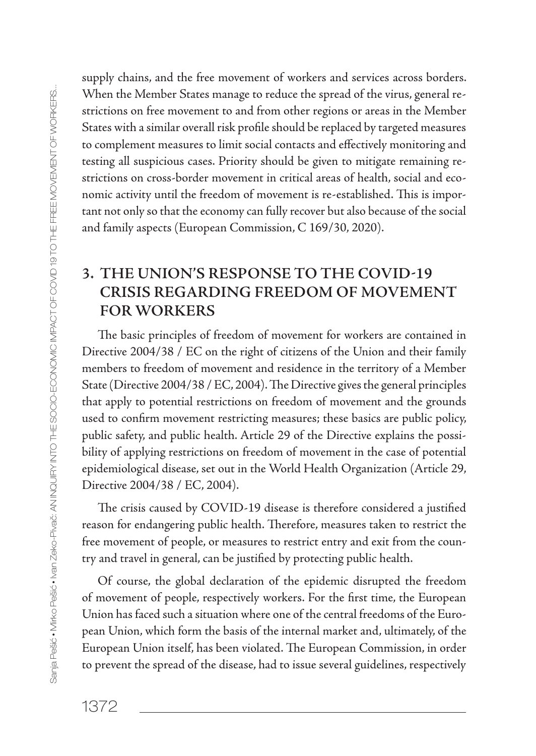supply chains, and the free movement of workers and services across borders. When the Member States manage to reduce the spread of the virus, general restrictions on free movement to and from other regions or areas in the Member States with a similar overall risk profile should be replaced by targeted measures to complement measures to limit social contacts and effectively monitoring and testing all suspicious cases. Priority should be given to mitigate remaining restrictions on cross-border movement in critical areas of health, social and economic activity until the freedom of movement is re-established. This is important not only so that the economy can fully recover but also because of the social and family aspects (European Commission, C 169/30, 2020).

## 3. THE UNION'S RESPONSE TO THE COVID-19 CRISIS REGARDING FREEDOM OF MOVEMENT FOR WORKERS

The basic principles of freedom of movement for workers are contained in Directive 2004/38 / EC on the right of citizens of the Union and their family members to freedom of movement and residence in the territory of a Member State (Directive 2004/38 / EC, 2004). The Directive gives the general principles that apply to potential restrictions on freedom of movement and the grounds used to confirm movement restricting measures; these basics are public policy, public safety, and public health. Article 29 of the Directive explains the possibility of applying restrictions on freedom of movement in the case of potential epidemiological disease, set out in the World Health Organization (Article 29, Directive 2004/38 / EC, 2004).

The crisis caused by COVID-19 disease is therefore considered a justified reason for endangering public health. Therefore, measures taken to restrict the free movement of people, or measures to restrict entry and exit from the country and travel in general, can be justified by protecting public health.

Of course, the global declaration of the epidemic disrupted the freedom of movement of people, respectively workers. For the first time, the European Union has faced such a situation where one of the central freedoms of the European Union, which form the basis of the internal market and, ultimately, of the European Union itself, has been violated. The European Commission, in order to prevent the spread of the disease, had to issue several guidelines, respectively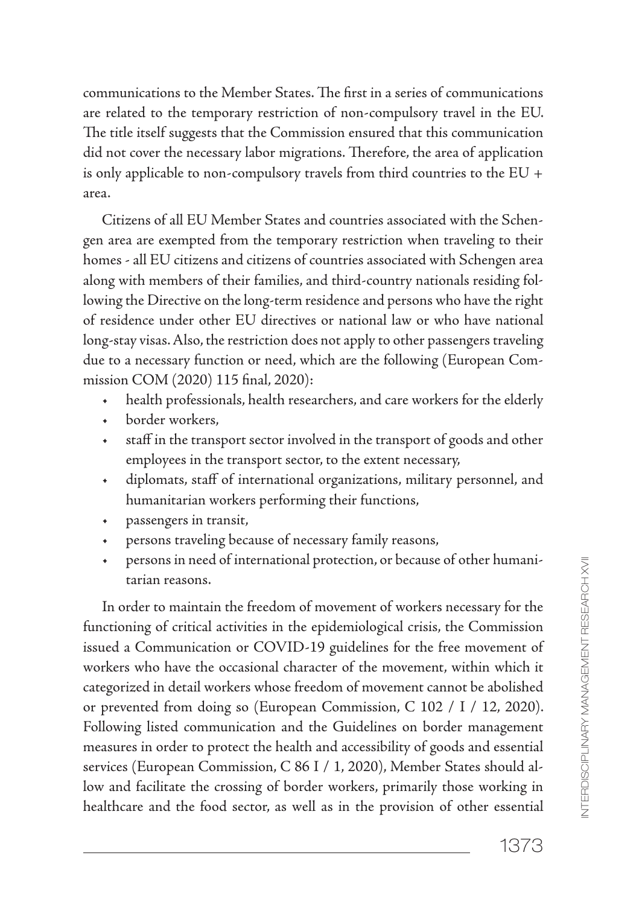communications to the Member States. The first in a series of communications are related to the temporary restriction of non-compulsory travel in the EU. The title itself suggests that the Commission ensured that this communication did not cover the necessary labor migrations. Therefore, the area of application is only applicable to non-compulsory travels from third countries to the EU + area.

Citizens of all EU Member States and countries associated with the Schengen area are exempted from the temporary restriction when traveling to their homes - all EU citizens and citizens of countries associated with Schengen area along with members of their families, and third-country nationals residing following the Directive on the long-term residence and persons who have the right of residence under other EU directives or national law or who have national long-stay visas. Also, the restriction does not apply to other passengers traveling due to a necessary function or need, which are the following (European Commission COM (2020) 115 final, 2020):

- health professionals, health researchers, and care workers for the elderly
- border workers,
- staff in the transport sector involved in the transport of goods and other employees in the transport sector, to the extent necessary,
- diplomats, staff of international organizations, military personnel, and humanitarian workers performing their functions,
- passengers in transit,
- persons traveling because of necessary family reasons,
- persons in need of international protection, or because of other humanitarian reasons.

In order to maintain the freedom of movement of workers necessary for the functioning of critical activities in the epidemiological crisis, the Commission issued a Communication or COVID-19 guidelines for the free movement of workers who have the occasional character of the movement, within which it categorized in detail workers whose freedom of movement cannot be abolished or prevented from doing so (European Commission, C 102 / I / 12, 2020). Following listed communication and the Guidelines on border management measures in order to protect the health and accessibility of goods and essential services (European Commission, C 86 I / 1, 2020), Member States should allow and facilitate the crossing of border workers, primarily those working in healthcare and the food sector, as well as in the provision of other essential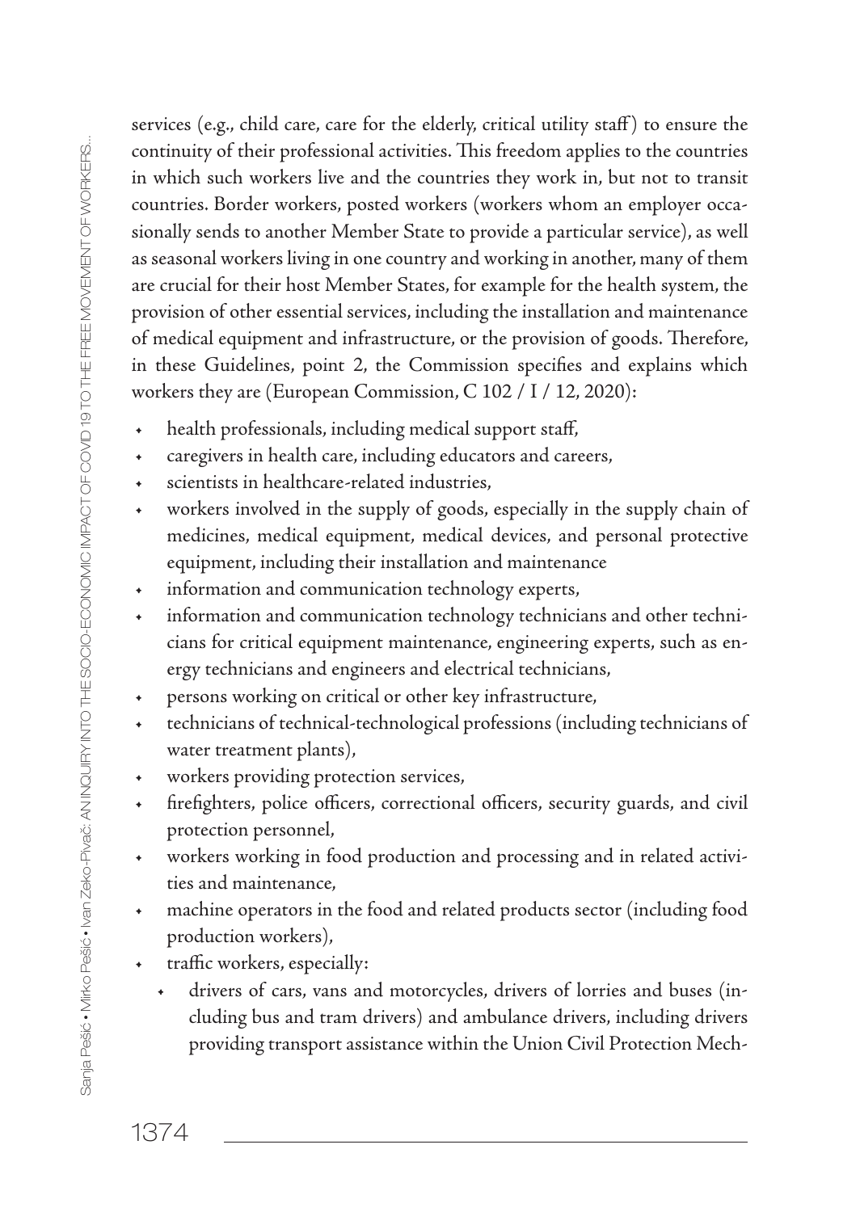services (e.g., child care, care for the elderly, critical utility staff) to ensure the continuity of their professional activities. This freedom applies to the countries in which such workers live and the countries they work in, but not to transit countries. Border workers, posted workers (workers whom an employer occasionally sends to another Member State to provide a particular service), as well as seasonal workers living in one country and working in another, many of them are crucial for their host Member States, for example for the health system, the provision of other essential services, including the installation and maintenance of medical equipment and infrastructure, or the provision of goods. Therefore, in these Guidelines, point 2, the Commission specifies and explains which workers they are (European Commission, C 102 / I / 12, 2020):

- health professionals, including medical support staff,
- caregivers in health care, including educators and careers,
- scientists in healthcare-related industries,
- workers involved in the supply of goods, especially in the supply chain of medicines, medical equipment, medical devices, and personal protective equipment, including their installation and maintenance
- information and communication technology experts,
- information and communication technology technicians and other technicians for critical equipment maintenance, engineering experts, such as energy technicians and engineers and electrical technicians,
- persons working on critical or other key infrastructure,
- technicians of technical-technological professions (including technicians of water treatment plants),
- workers providing protection services,
- firefighters, police officers, correctional officers, security guards, and civil protection personnel,
- workers working in food production and processing and in related activities and maintenance,
- machine operators in the food and related products sector (including food production workers),
- traffic workers, especially:
  - drivers of cars, vans and motorcycles, drivers of lorries and buses (including bus and tram drivers) and ambulance drivers, including drivers providing transport assistance within the Union Civil Protection Mech-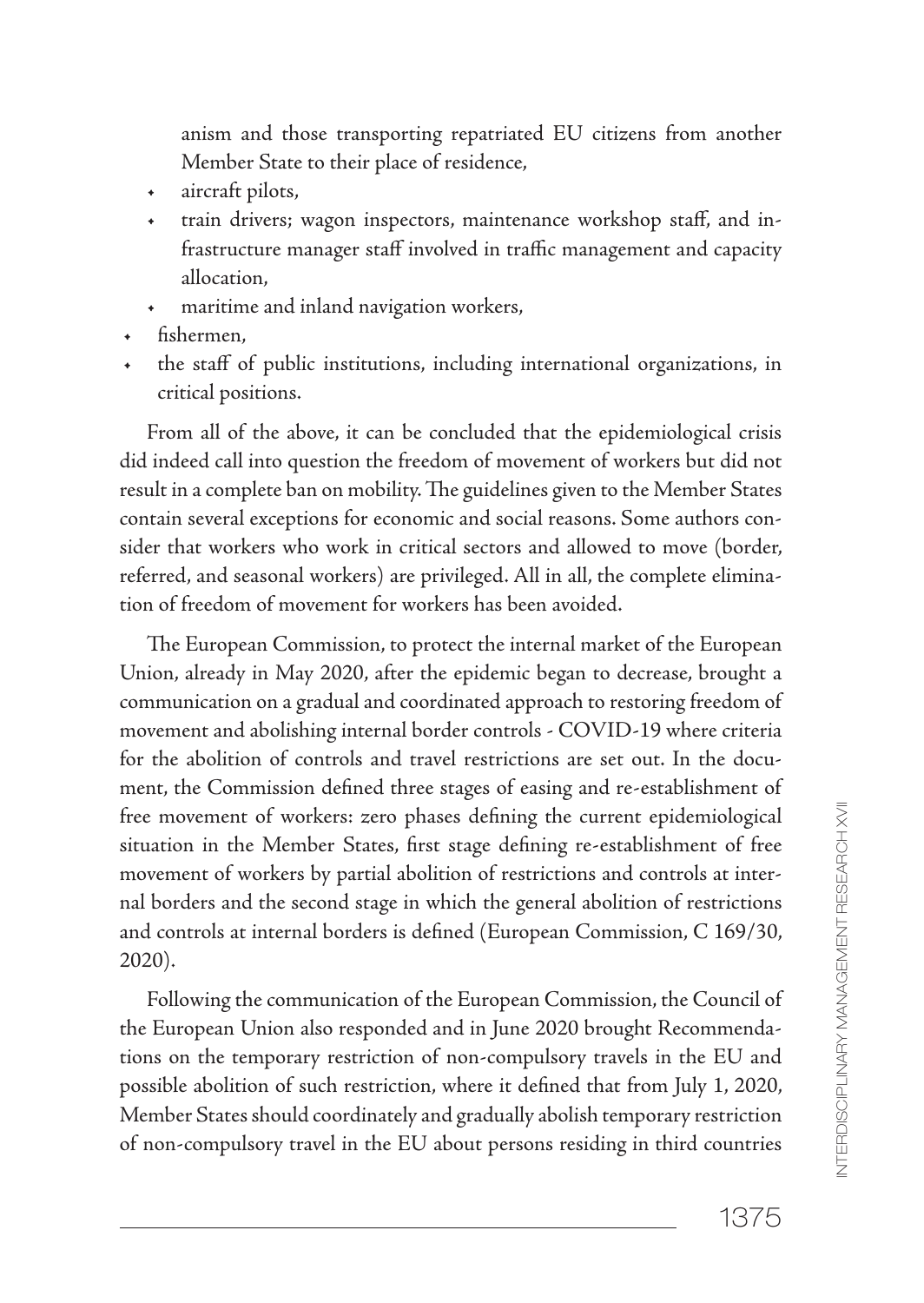anism and those transporting repatriated EU citizens from another Member State to their place of residence,

- aircraft pilots,
- train drivers; wagon inspectors, maintenance workshop staff, and infrastructure manager staff involved in traffic management and capacity allocation,
- maritime and inland navigation workers,
- fishermen,
- the staff of public institutions, including international organizations, in critical positions.

From all of the above, it can be concluded that the epidemiological crisis did indeed call into question the freedom of movement of workers but did not result in a complete ban on mobility. The guidelines given to the Member States contain several exceptions for economic and social reasons. Some authors consider that workers who work in critical sectors and allowed to move (border, referred, and seasonal workers) are privileged. All in all, the complete elimination of freedom of movement for workers has been avoided.

The European Commission, to protect the internal market of the European Union, already in May 2020, after the epidemic began to decrease, brought a communication on a gradual and coordinated approach to restoring freedom of movement and abolishing internal border controls - COVID-19 where criteria for the abolition of controls and travel restrictions are set out. In the document, the Commission defined three stages of easing and re-establishment of free movement of workers: zero phases defining the current epidemiological situation in the Member States, first stage defining re-establishment of free movement of workers by partial abolition of restrictions and controls at internal borders and the second stage in which the general abolition of restrictions and controls at internal borders is defined (European Commission, C 169/30, 2020).

Following the communication of the European Commission, the Council of the European Union also responded and in June 2020 brought Recommendations on the temporary restriction of non-compulsory travels in the EU and possible abolition of such restriction, where it defined that from July 1, 2020, Member States should coordinately and gradually abolish temporary restriction of non-compulsory travel in the EU about persons residing in third countries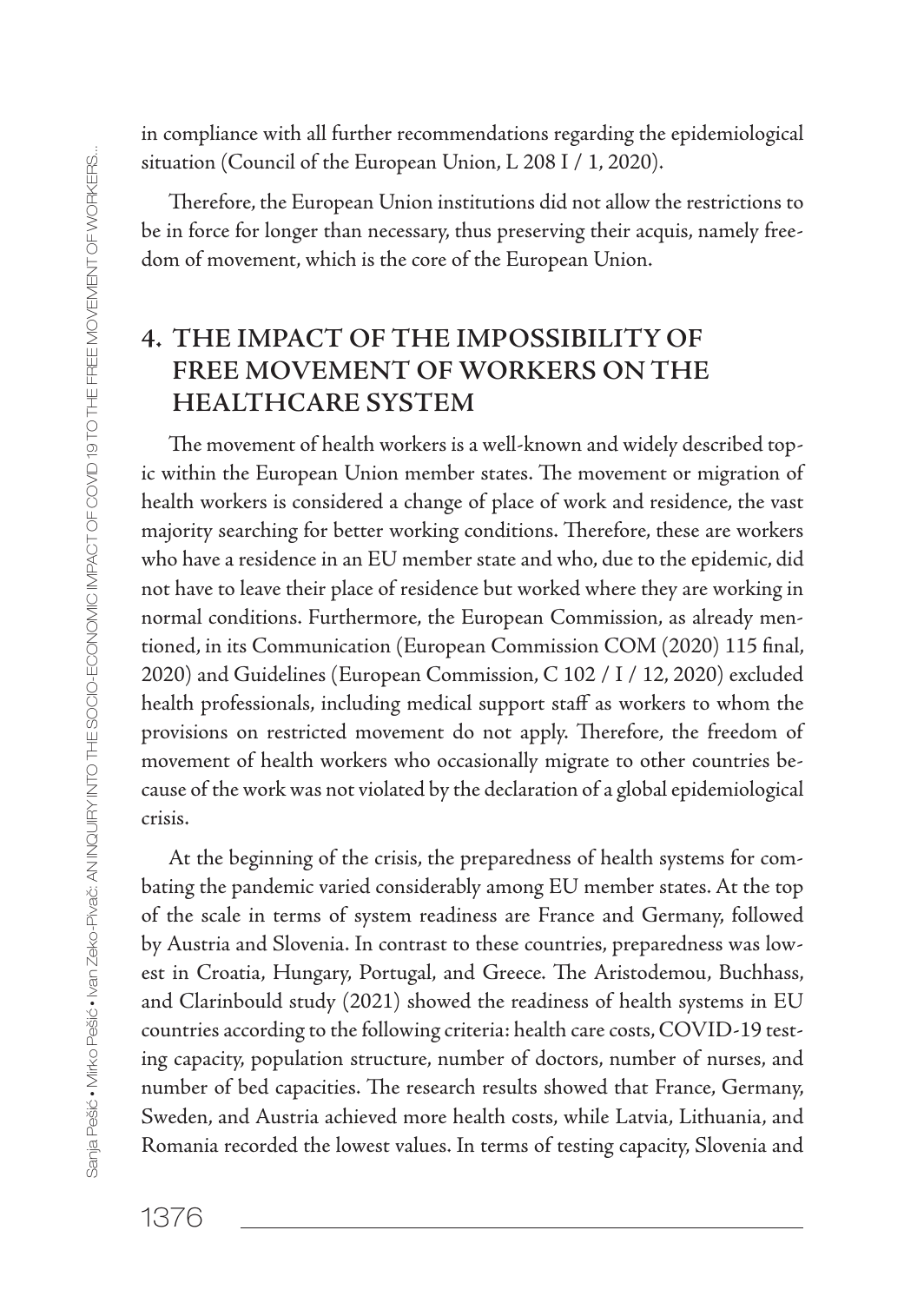in compliance with all further recommendations regarding the epidemiological situation (Council of the European Union, L 208 I / 1, 2020).

Therefore, the European Union institutions did not allow the restrictions to be in force for longer than necessary, thus preserving their acquis, namely freedom of movement, which is the core of the European Union.

## 4. THE IMPACT OF THE IMPOSSIBILITY OF FREE MOVEMENT OF WORKERS ON THE HEALTHCARE SYSTEM

The movement of health workers is a well-known and widely described topic within the European Union member states. The movement or migration of health workers is considered a change of place of work and residence, the vast majority searching for better working conditions. Therefore, these are workers who have a residence in an EU member state and who, due to the epidemic, did not have to leave their place of residence but worked where they are working in normal conditions. Furthermore, the European Commission, as already mentioned, in its Communication (European Commission COM (2020) 115 final, 2020) and Guidelines (European Commission, C 102 / I / 12, 2020) excluded health professionals, including medical support staff as workers to whom the provisions on restricted movement do not apply. Therefore, the freedom of movement of health workers who occasionally migrate to other countries because of the work was not violated by the declaration of a global epidemiological crisis.

At the beginning of the crisis, the preparedness of health systems for combating the pandemic varied considerably among EU member states. At the top of the scale in terms of system readiness are France and Germany, followed by Austria and Slovenia. In contrast to these countries, preparedness was lowest in Croatia, Hungary, Portugal, and Greece. The Aristodemou, Buchhass, and Clarinbould study (2021) showed the readiness of health systems in EU countries according to the following criteria: health care costs, COVID-19 testing capacity, population structure, number of doctors, number of nurses, and number of bed capacities. The research results showed that France, Germany, Sweden, and Austria achieved more health costs, while Latvia, Lithuania, and Romania recorded the lowest values. In terms of testing capacity, Slovenia and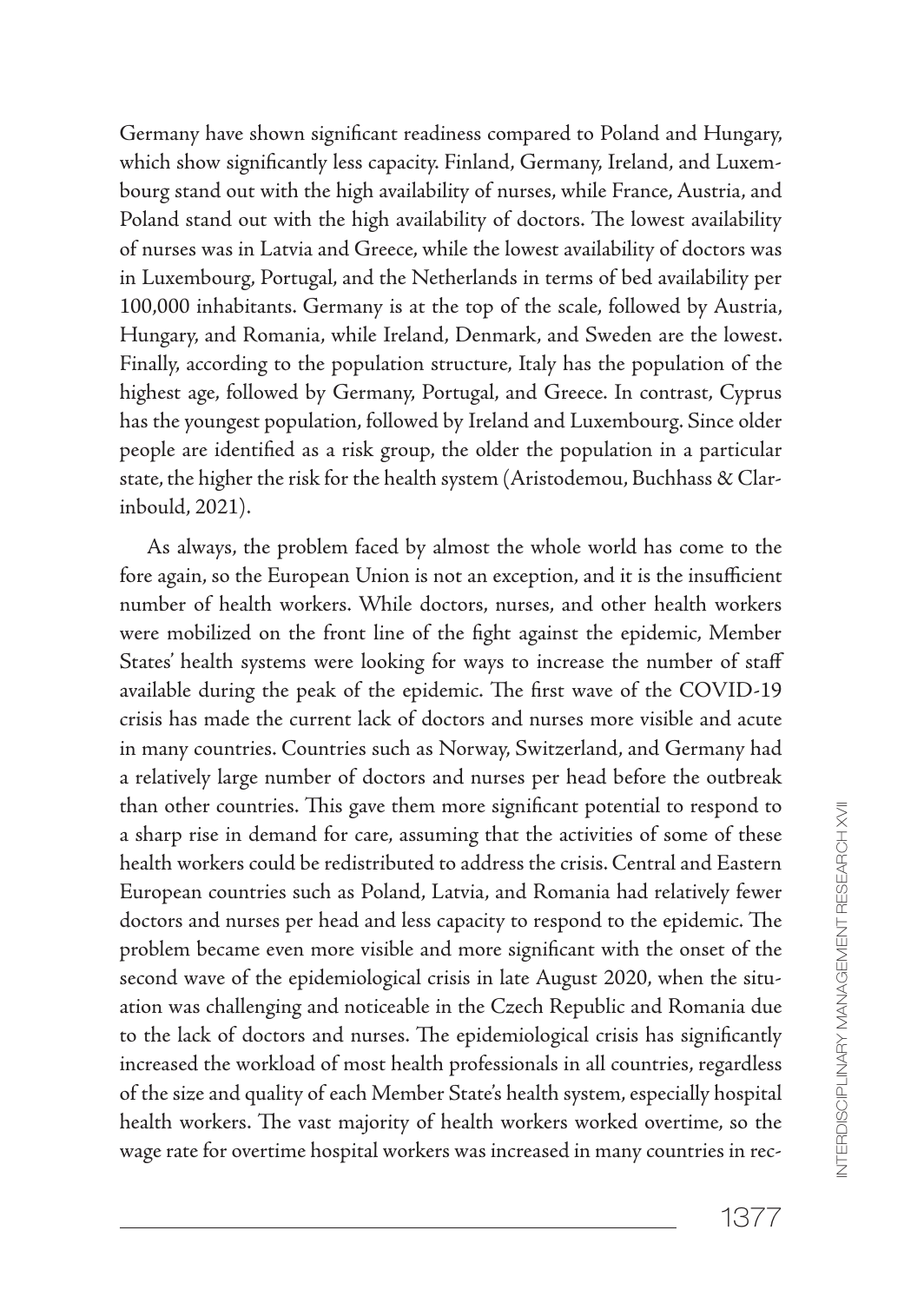Germany have shown significant readiness compared to Poland and Hungary, which show significantly less capacity. Finland, Germany, Ireland, and Luxembourg stand out with the high availability of nurses, while France, Austria, and Poland stand out with the high availability of doctors. The lowest availability of nurses was in Latvia and Greece, while the lowest availability of doctors was in Luxembourg, Portugal, and the Netherlands in terms of bed availability per 100,000 inhabitants. Germany is at the top of the scale, followed by Austria, Hungary, and Romania, while Ireland, Denmark, and Sweden are the lowest. Finally, according to the population structure, Italy has the population of the highest age, followed by Germany, Portugal, and Greece. In contrast, Cyprus has the youngest population, followed by Ireland and Luxembourg. Since older people are identified as a risk group, the older the population in a particular state, the higher the risk for the health system (Aristodemou, Buchhass & Clarinbould, 2021).

As always, the problem faced by almost the whole world has come to the fore again, so the European Union is not an exception, and it is the insufficient number of health workers. While doctors, nurses, and other health workers were mobilized on the front line of the fight against the epidemic, Member States' health systems were looking for ways to increase the number of staff available during the peak of the epidemic. The first wave of the COVID-19 crisis has made the current lack of doctors and nurses more visible and acute in many countries. Countries such as Norway, Switzerland, and Germany had a relatively large number of doctors and nurses per head before the outbreak than other countries. This gave them more significant potential to respond to a sharp rise in demand for care, assuming that the activities of some of these health workers could be redistributed to address the crisis. Central and Eastern European countries such as Poland, Latvia, and Romania had relatively fewer doctors and nurses per head and less capacity to respond to the epidemic. The problem became even more visible and more significant with the onset of the second wave of the epidemiological crisis in late August 2020, when the situation was challenging and noticeable in the Czech Republic and Romania due to the lack of doctors and nurses. The epidemiological crisis has significantly increased the workload of most health professionals in all countries, regardless of the size and quality of each Member State's health system, especially hospital health workers. The vast majority of health workers worked overtime, so the wage rate for overtime hospital workers was increased in many countries in rec-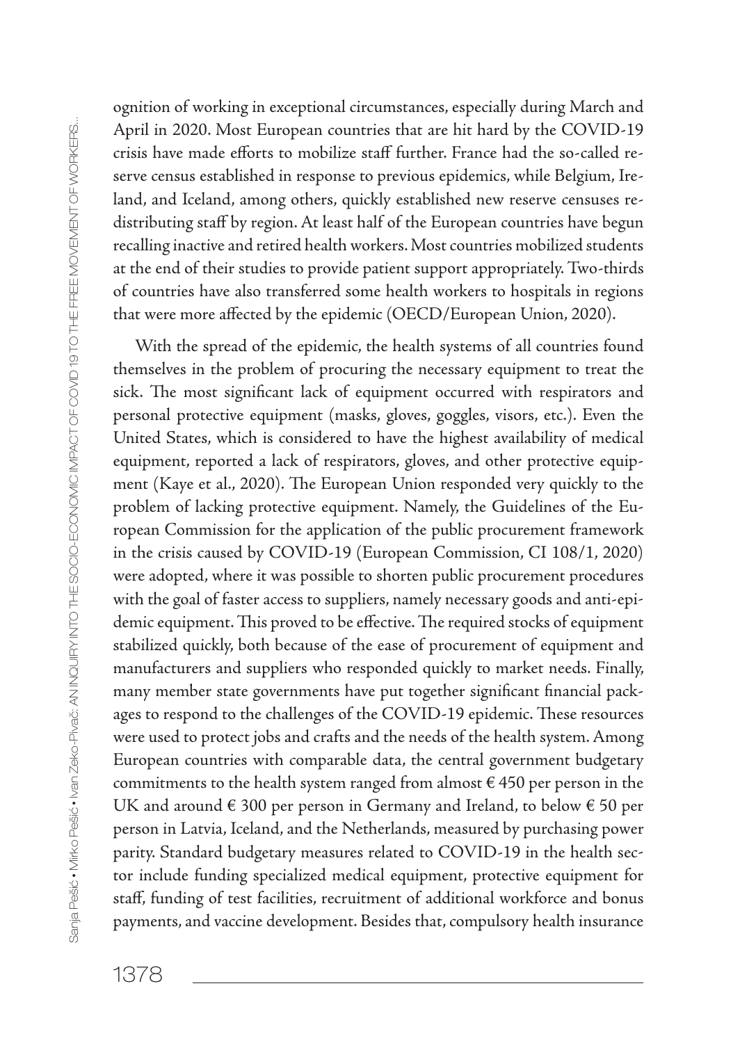ognition of working in exceptional circumstances, especially during March and April in 2020. Most European countries that are hit hard by the COVID-19 crisis have made efforts to mobilize staff further. France had the so-called reserve census established in response to previous epidemics, while Belgium, Ireland, and Iceland, among others, quickly established new reserve censuses redistributing staff by region. At least half of the European countries have begun recalling inactive and retired health workers. Most countries mobilized students at the end of their studies to provide patient support appropriately. Two-thirds of countries have also transferred some health workers to hospitals in regions that were more affected by the epidemic (OECD/European Union, 2020).

With the spread of the epidemic, the health systems of all countries found themselves in the problem of procuring the necessary equipment to treat the sick. The most significant lack of equipment occurred with respirators and personal protective equipment (masks, gloves, goggles, visors, etc.). Even the United States, which is considered to have the highest availability of medical equipment, reported a lack of respirators, gloves, and other protective equipment (Kaye et al., 2020). The European Union responded very quickly to the problem of lacking protective equipment. Namely, the Guidelines of the European Commission for the application of the public procurement framework in the crisis caused by COVID-19 (European Commission, CI 108/1, 2020) were adopted, where it was possible to shorten public procurement procedures with the goal of faster access to suppliers, namely necessary goods and anti-epidemic equipment. This proved to be effective. The required stocks of equipment stabilized quickly, both because of the ease of procurement of equipment and manufacturers and suppliers who responded quickly to market needs. Finally, many member state governments have put together significant financial packages to respond to the challenges of the COVID-19 epidemic. These resources were used to protect jobs and crafts and the needs of the health system. Among European countries with comparable data, the central government budgetary commitments to the health system ranged from almost € 450 per person in the UK and around € 300 per person in Germany and Ireland, to below € 50 per person in Latvia, Iceland, and the Netherlands, measured by purchasing power parity. Standard budgetary measures related to COVID-19 in the health sector include funding specialized medical equipment, protective equipment for staff, funding of test facilities, recruitment of additional workforce and bonus payments, and vaccine development. Besides that, compulsory health insurance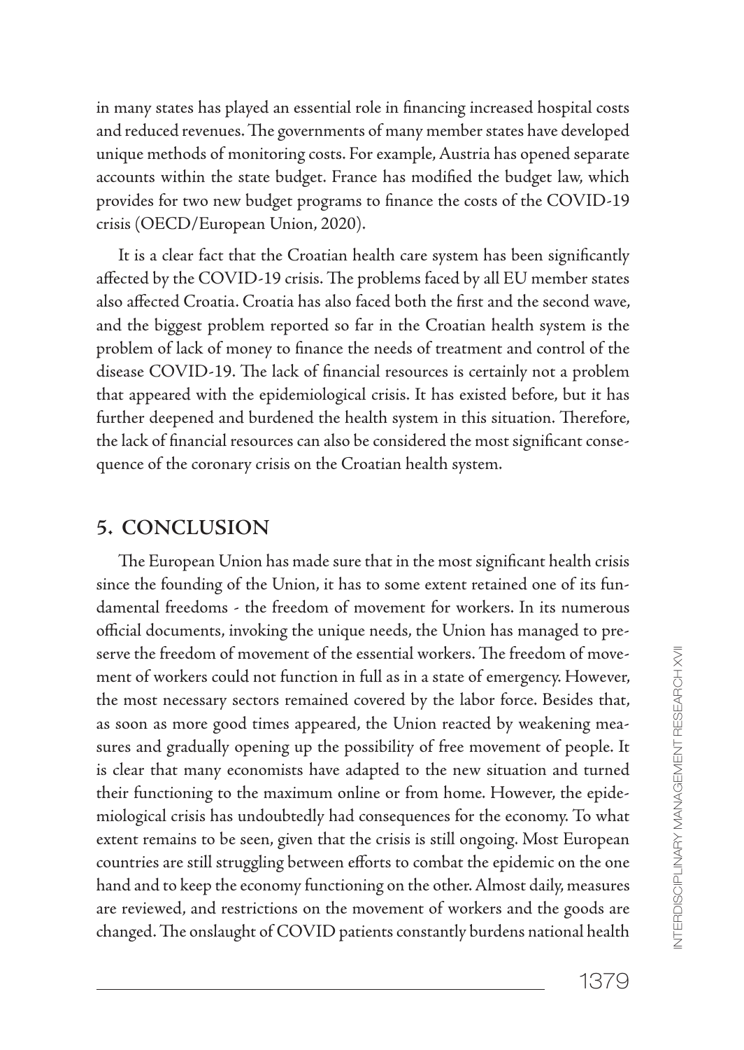in many states has played an essential role in financing increased hospital costs and reduced revenues. The governments of many member states have developed unique methods of monitoring costs. For example, Austria has opened separate accounts within the state budget. France has modified the budget law, which provides for two new budget programs to finance the costs of the COVID-19 crisis (OECD/European Union, 2020).

It is a clear fact that the Croatian health care system has been significantly affected by the COVID-19 crisis. The problems faced by all EU member states also affected Croatia. Croatia has also faced both the first and the second wave, and the biggest problem reported so far in the Croatian health system is the problem of lack of money to finance the needs of treatment and control of the disease COVID-19. The lack of financial resources is certainly not a problem that appeared with the epidemiological crisis. It has existed before, but it has further deepened and burdened the health system in this situation. Therefore, the lack of financial resources can also be considered the most significant consequence of the coronary crisis on the Croatian health system.

## 5. CONCLUSION

The European Union has made sure that in the most significant health crisis since the founding of the Union, it has to some extent retained one of its fundamental freedoms - the freedom of movement for workers. In its numerous official documents, invoking the unique needs, the Union has managed to preserve the freedom of movement of the essential workers. The freedom of movement of workers could not function in full as in a state of emergency. However, the most necessary sectors remained covered by the labor force. Besides that, as soon as more good times appeared, the Union reacted by weakening measures and gradually opening up the possibility of free movement of people. It is clear that many economists have adapted to the new situation and turned their functioning to the maximum online or from home. However, the epidemiological crisis has undoubtedly had consequences for the economy. To what extent remains to be seen, given that the crisis is still ongoing. Most European countries are still struggling between efforts to combat the epidemic on the one hand and to keep the economy functioning on the other. Almost daily, measures are reviewed, and restrictions on the movement of workers and the goods are changed. The onslaught of COVID patients constantly burdens national health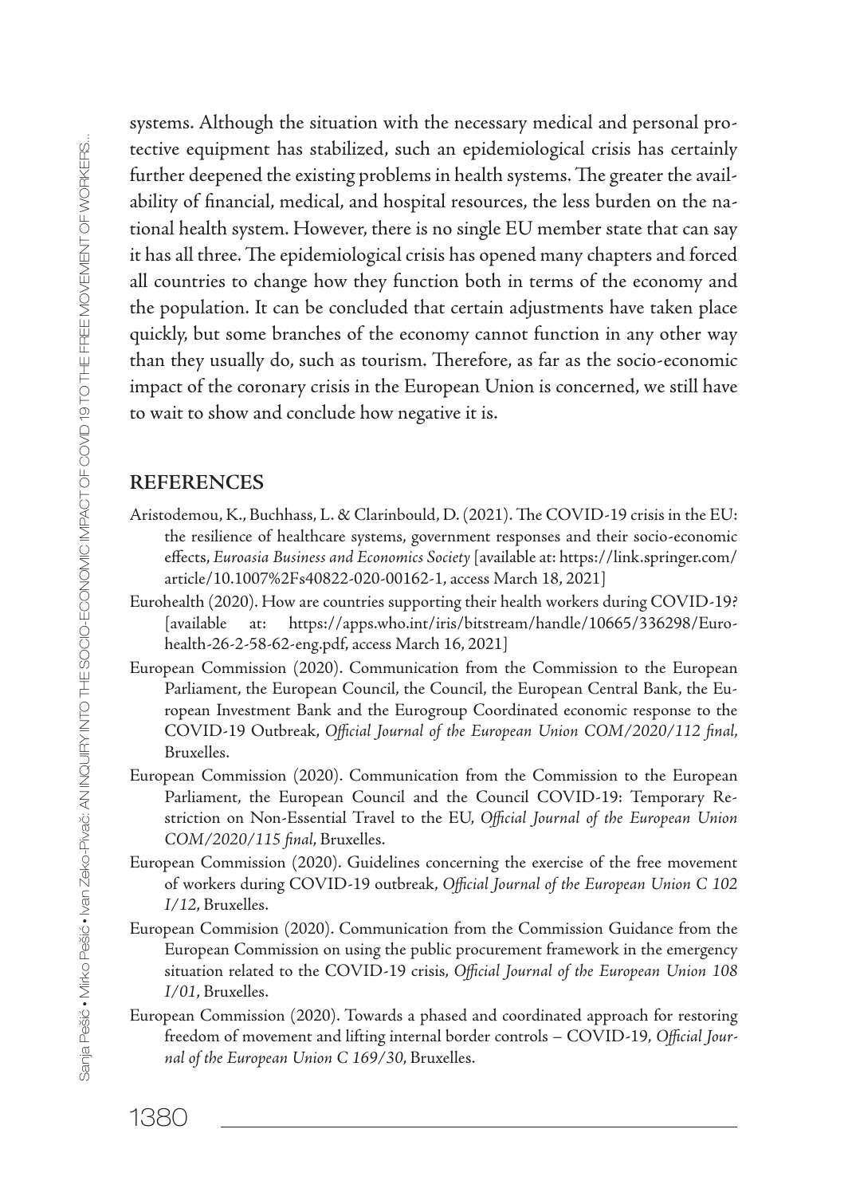systems. Although the situation with the necessary medical and personal protective equipment has stabilized, such an epidemiological crisis has certainly further deepened the existing problems in health systems. The greater the availability of financial, medical, and hospital resources, the less burden on the national health system. However, there is no single EU member state that can say it has all three. The epidemiological crisis has opened many chapters and forced all countries to change how they function both in terms of the economy and the population. It can be concluded that certain adjustments have taken place quickly, but some branches of the economy cannot function in any other way than they usually do, such as tourism. Therefore, as far as the socio-economic impact of the coronary crisis in the European Union is concerned, we still have to wait to show and conclude how negative it is.

## REFERENCES

Aristodemou, K., Buchhass, L. & Clarinbould, D. (2021). The COVID-19 crisis in the EU: the resilience of healthcare systems, government responses and their socio-economic effects, *Euroasia Business and Economics Society* [available at: https://link.springer.com/article/10.1007%2Fs40822-020-00162-1, access March 18, 2021]

Eurohealth (2020). How are countries supporting their health workers during COVID-19? [available at: https://apps.who.int/iris/bitstream/handle/10665/336298/Eurohealth-26-2-58-62-eng.pdf, access March 16, 2021]

European Commission (2020). Communication from the Commission to the European Parliament, the European Council, the Council, the European Central Bank, the European Investment Bank and the Eurogroup Coordinated economic response to the COVID-19 Outbreak, *Official Journal of the European Union COM/2020/112 final*, Bruxelles.

European Commission (2020). Communication from the Commission to the European Parliament, the European Council and the Council COVID-19: Temporary Restriction on Non-Essential Travel to the EU, *Official Journal of the European Union COM/2020/115 final*, Bruxelles.

European Commission (2020). Guidelines concerning the exercise of the free movement of workers during COVID-19 outbreak, *Official Journal of the European Union C 102 I/12*, Bruxelles.

European Commision (2020). Communication from the Commission Guidance from the European Commission on using the public procurement framework in the emergency situation related to the COVID-19 crisis, *Official Journal of the European Union 108 I/01*, Bruxelles.

European Commission (2020). Towards a phased and coordinated approach for restoring freedom of movement and lifting internal border controls – COVID-19, *Official Journal of the European Union C 169/30*, Bruxelles.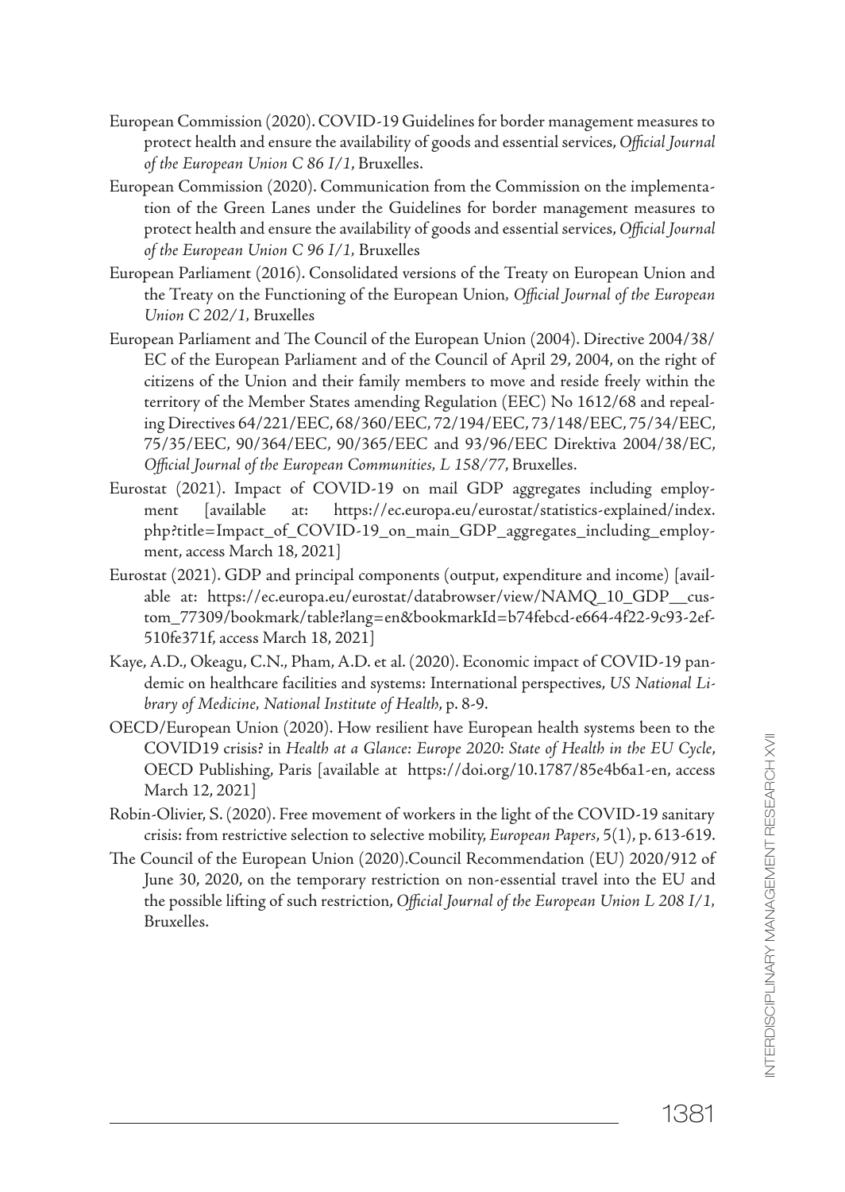European Commission (2020). COVID-19 Guidelines for border management measures to protect health and ensure the availability of goods and essential services, *Official Journal of the European Union C 86 I/1*, Bruxelles.

European Commission (2020). Communication from the Commission on the implementation of the Green Lanes under the Guidelines for border management measures to protect health and ensure the availability of goods and essential services, *Official Journal of the European Union C 96 I/1*, Bruxelles

European Parliament (2016). Consolidated versions of the Treaty on European Union and the Treaty on the Functioning of the European Union, *Official Journal of the European Union C 202/1*, Bruxelles

European Parliament and The Council of the European Union (2004). Directive 2004/38/EC of the European Parliament and of the Council of April 29, 2004, on the right of citizens of the Union and their family members to move and reside freely within the territory of the Member States amending Regulation (EEC) No 1612/68 and repealing Directives 64/221/EEC, 68/360/EEC, 72/194/EEC, 73/148/EEC, 75/34/EEC, 75/35/EEC, 90/364/EEC, 90/365/EEC and 93/96/EEC Direktiva 2004/38/EC, *Official Journal of the European Communities, L 158/77*, Bruxelles.

Eurostat (2021). Impact of COVID-19 on mail GDP aggregates including employment [available at: https://ec.europa.eu/eurostat/statistics-explained/index.php?title=Impact_of_COVID-19_on_main_GDP_aggregates_including_employment, access March 18, 2021]

Eurostat (2021). GDP and principal components (output, expenditure and income) [available at: https://ec.europa.eu/eurostat/databrowser/view/NAMQ_10_GDP__custom_77309/bookmark/table?lang=en&bookmarkId=b74febcd-e664-4f22-9c93-2ef510fe371f, access March 18, 2021]

Kaye, A.D., Okeagu, C.N., Pham, A.D. et al. (2020). Economic impact of COVID-19 pandemic on healthcare facilities and systems: International perspectives, *US National Library of Medicine, National Institute of Health*, p. 8-9.

OECD/European Union (2020). How resilient have European health systems been to the COVID19 crisis? in *Health at a Glance: Europe 2020: State of Health in the EU Cycle*, OECD Publishing, Paris [available at https://doi.org/10.1787/85e4b6a1-en, access March 12, 2021]

Robin-Olivier, S. (2020). Free movement of workers in the light of the COVID-19 sanitary crisis: from restrictive selection to selective mobility, *European Papers*, 5(1), p. 613-619.

The Council of the European Union (2020).Council Recommendation (EU) 2020/912 of June 30, 2020, on the temporary restriction on non-essential travel into the EU and the possible lifting of such restriction, *Official Journal of the European Union L 208 I/1*, Bruxelles.